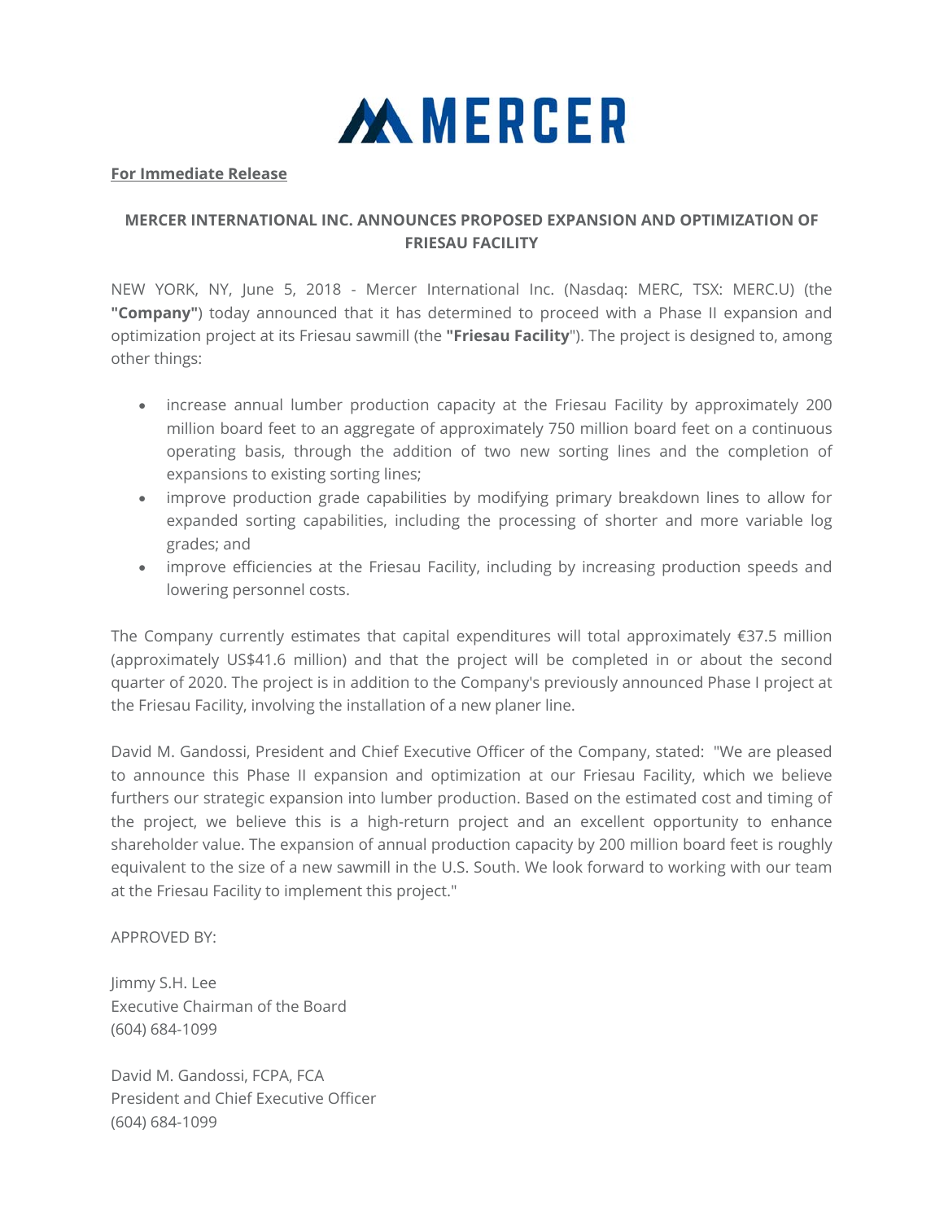MERCER

**For Immediate Release**

## MERCER INTERNATIONAL INC. ANNOUNCES PROPOSED EXPANSION AND OPTIMIZATION OF FRIESAU FACILITY

NEW YORK, NY, June 5, 2018 - Mercer International Inc. (Nasdaq: MERC, TSX: MERC.U) (the **"Company"**) today announced that it has determined to proceed with a Phase II expansion and optimization project at its Friesau sawmill (the **"Friesau Facility"**). The project is designed to, among other things:

- increase annual lumber production capacity at the Friesau Facility by approximately 200 million board feet to an aggregate of approximately 750 million board feet on a continuous operating basis, through the addition of two new sorting lines and the completion of expansions to existing sorting lines;
- improve production grade capabilities by modifying primary breakdown lines to allow for expanded sorting capabilities, including the processing of shorter and more variable log grades; and
- improve efficiencies at the Friesau Facility, including by increasing production speeds and lowering personnel costs.

The Company currently estimates that capital expenditures will total approximately €37.5 million (approximately US$41.6 million) and that the project will be completed in or about the second quarter of 2020. The project is in addition to the Company's previously announced Phase I project at the Friesau Facility, involving the installation of a new planer line.

David M. Gandossi, President and Chief Executive Officer of the Company, stated: "We are pleased to announce this Phase II expansion and optimization at our Friesau Facility, which we believe furthers our strategic expansion into lumber production. Based on the estimated cost and timing of the project, we believe this is a high-return project and an excellent opportunity to enhance shareholder value. The expansion of annual production capacity by 200 million board feet is roughly equivalent to the size of a new sawmill in the U.S. South. We look forward to working with our team at the Friesau Facility to implement this project."

APPROVED BY:

Jimmy S.H. Lee
Executive Chairman of the Board
(604) 684-1099

David M. Gandossi, FCPA, FCA
President and Chief Executive Officer
(604) 684-1099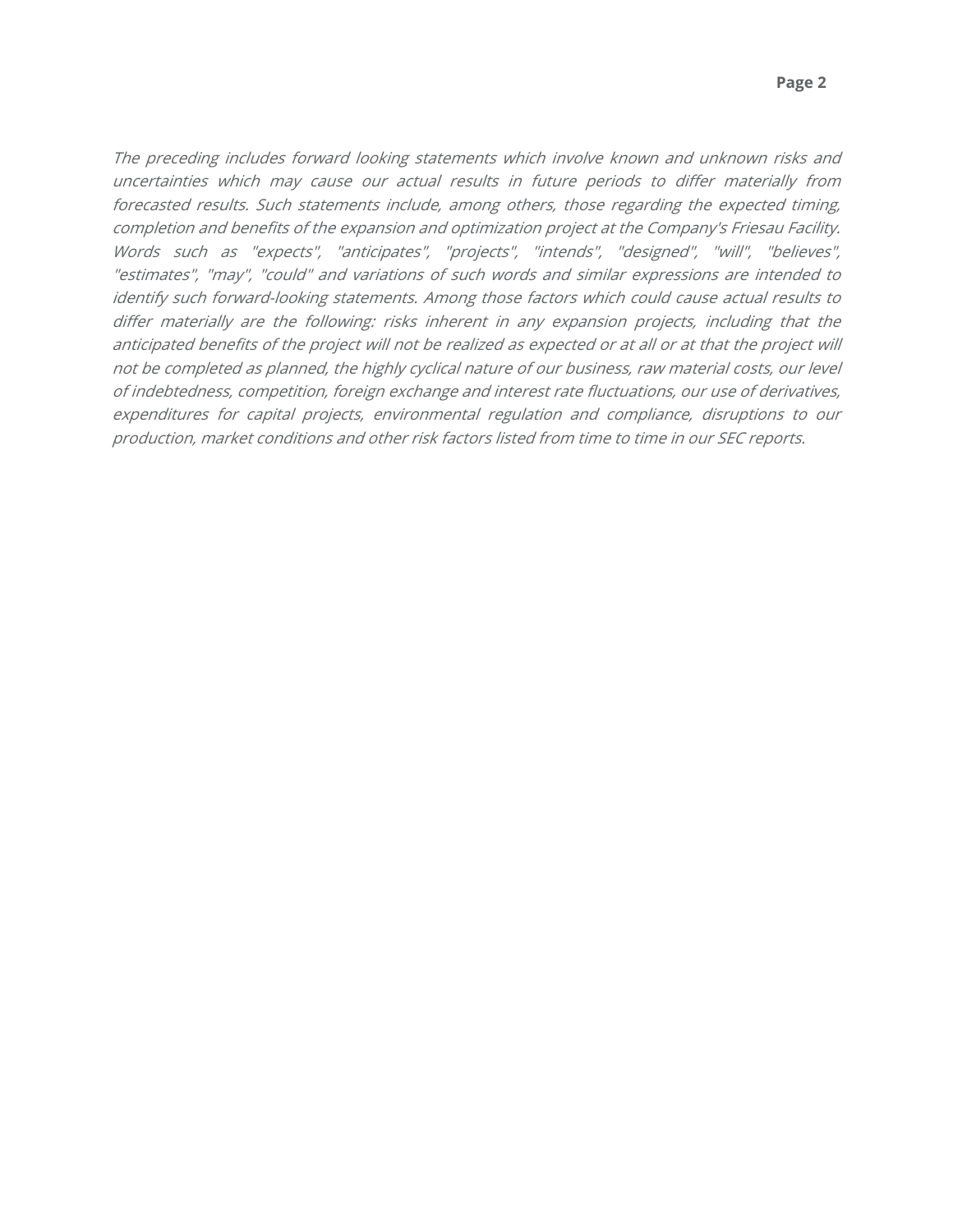*The preceding includes forward looking statements which involve known and unknown risks and uncertainties which may cause our actual results in future periods to differ materially from forecasted results. Such statements include, among others, those regarding the expected timing, completion and benefits of the expansion and optimization project at the Company's Friesau Facility. Words such as "expects", "anticipates", "projects", "intends", "designed", "will", "believes", "estimates", "may", "could" and variations of such words and similar expressions are intended to identify such forward-looking statements. Among those factors which could cause actual results to differ materially are the following: risks inherent in any expansion projects, including that the anticipated benefits of the project will not be realized as expected or at all or at that the project will not be completed as planned, the highly cyclical nature of our business, raw material costs, our level of indebtedness, competition, foreign exchange and interest rate fluctuations, our use of derivatives, expenditures for capital projects, environmental regulation and compliance, disruptions to our production, market conditions and other risk factors listed from time to time in our SEC reports.*